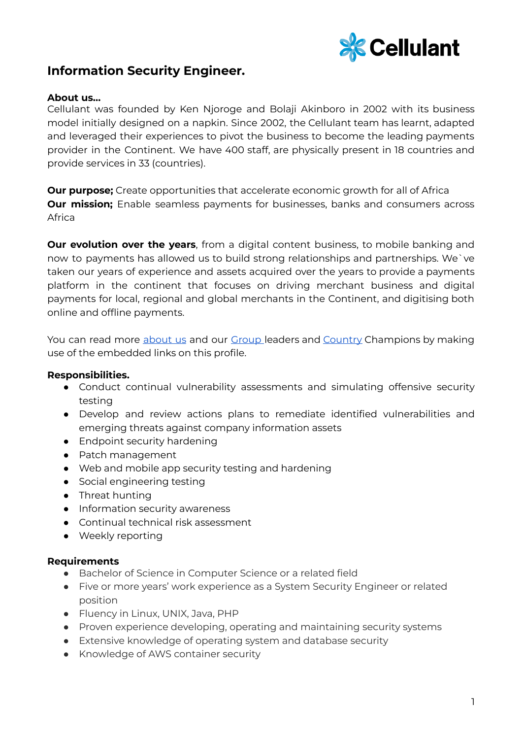# Information Security Engineer.

**About us...**
Cellulant was founded by Ken Njoroge and Bolaji Akinboro in 2002 with its business model initially designed on a napkin. Since 2002, the Cellulant team has learnt, adapted and leveraged their experiences to pivot the business to become the leading payments provider in the Continent. We have 400 staff, are physically present in 18 countries and provide services in 33 (countries).

**Our purpose;** Create opportunities that accelerate economic growth for all of Africa
**Our mission;** Enable seamless payments for businesses, banks and consumers across Africa

**Our evolution over the years**, from a digital content business, to mobile banking and now to payments has allowed us to build strong relationships and partnerships. We`ve taken our years of experience and assets acquired over the years to provide a payments platform in the continent that focuses on driving merchant business and digital payments for local, regional and global merchants in the Continent, and digitising both online and offline payments.

You can read more about us and our Group leaders and Country Champions by making use of the embedded links on this profile.

**Responsibilities.**

- Conduct continual vulnerability assessments and simulating offensive security testing
- Develop and review actions plans to remediate identified vulnerabilities and emerging threats against company information assets
- Endpoint security hardening
- Patch management
- Web and mobile app security testing and hardening
- Social engineering testing
- Threat hunting
- Information security awareness
- Continual technical risk assessment
- Weekly reporting

**Requirements**

- Bachelor of Science in Computer Science or a related field
- Five or more years' work experience as a System Security Engineer or related position
- Fluency in Linux, UNIX, Java, PHP
- Proven experience developing, operating and maintaining security systems
- Extensive knowledge of operating system and database security
- Knowledge of AWS container security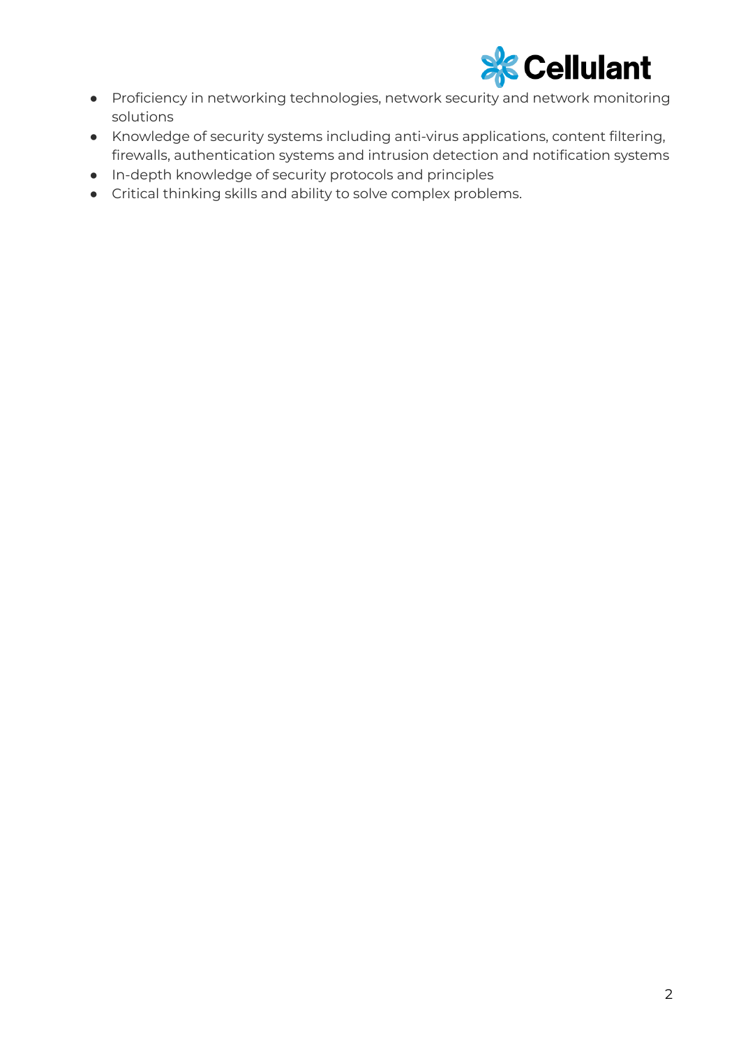- Proficiency in networking technologies, network security and network monitoring solutions
- Knowledge of security systems including anti-virus applications, content filtering, firewalls, authentication systems and intrusion detection and notification systems
- In-depth knowledge of security protocols and principles
- Critical thinking skills and ability to solve complex problems.